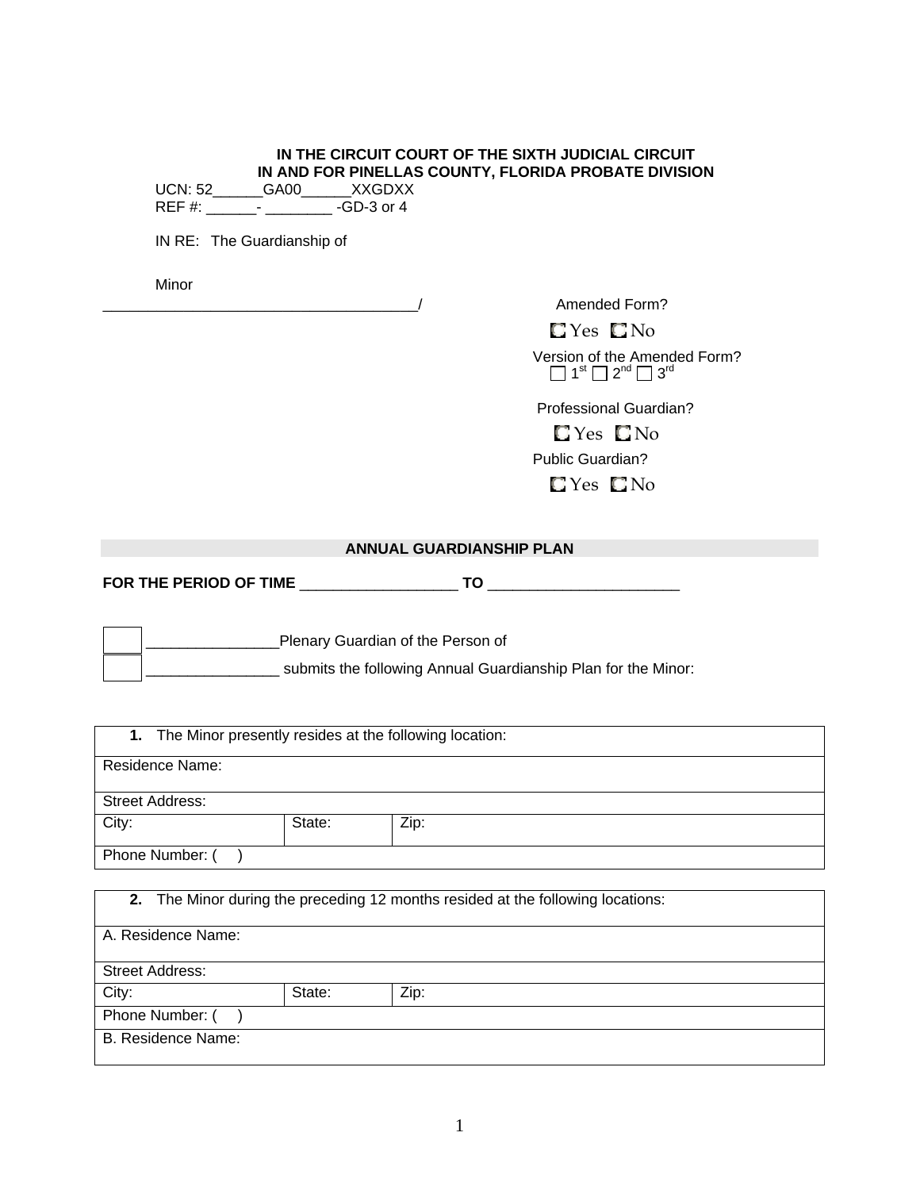**IN THE CIRCUIT COURT OF THE SIXTH JUDICIAL CIRCUIT**
**IN AND FOR PINELLAS COUNTY, FLORIDA PROBATE DIVISION**

UCN: 52______GA00______XXGDXX
REF #: ______- ________ -GD-3 or 4

IN RE: The Guardianship of

Minor
_______________________________________/

Amended Form?

☐ Yes ☐ No

Version of the Amended Form?
☐ 1st ☐ 2nd ☐ 3rd

Professional Guardian?

☐ Yes ☐ No

Public Guardian?

☐ Yes ☐ No

## ANNUAL GUARDIANSHIP PLAN

**FOR THE PERIOD OF TIME** ___________________ **TO** _______________________

☐ ________________Plenary Guardian of the Person of
☐ ________________ submits the following Annual Guardianship Plan for the Minor:

| **1.** The Minor presently resides at the following location: | | |
|---|---|---|
| Residence Name: | | |
| Street Address: | | |
| City: | State: | Zip: |
| Phone Number: (    ) | | |

| **2.** The Minor during the preceding 12 months resided at the following locations: | | |
|---|---|---|
| A. Residence Name: | | |
| Street Address: | | |
| City: | State: | Zip: |
| Phone Number: (    ) | | |
| B. Residence Name: | | |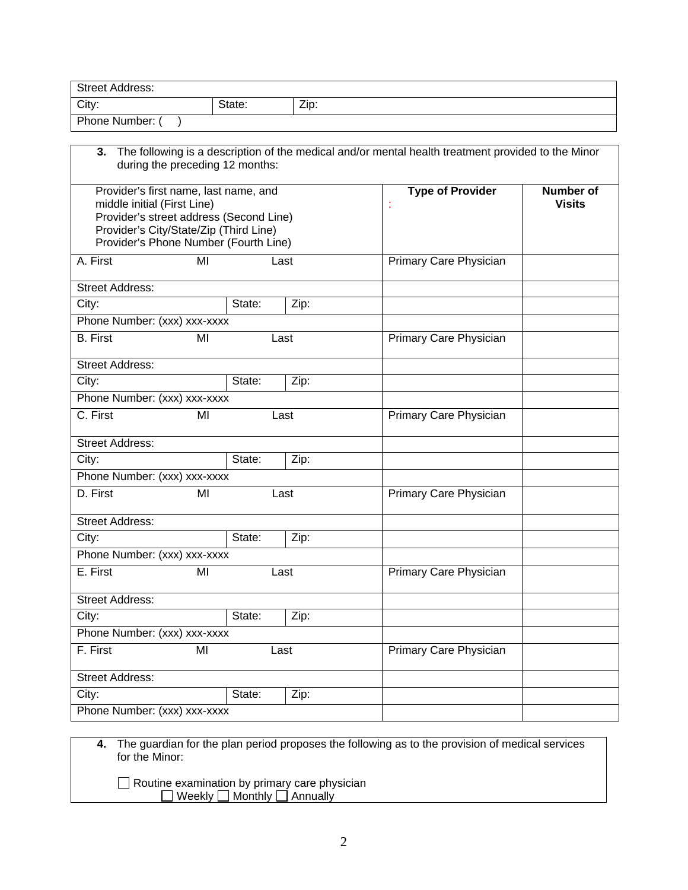| Street Address: | | |
|---|---|---|
| City: | State: | Zip: |
| Phone Number: (    ) | | |

**3.** The following is a description of the medical and/or mental health treatment provided to the Minor during the preceding 12 months:

| Provider's first name, last name, and middle initial (First Line)<br>Provider's street address (Second Line)<br>Provider's City/State/Zip (Third Line)<br>Provider's Phone Number (Fourth Line) | | | **Type of Provider** | **Number of Visits** |
|---|---|---|---|---|
| A. First MI Last | | | Primary Care Physician | |
| Street Address: | | | | |
| City: | State: | Zip: | | |
| Phone Number: (xxx) xxx-xxxx | | | | |
| B. First MI Last | | | Primary Care Physician | |
| Street Address: | | | | |
| City: | State: | Zip: | | |
| Phone Number: (xxx) xxx-xxxx | | | | |
| C. First MI Last | | | Primary Care Physician | |
| Street Address: | | | | |
| City: | State: | Zip: | | |
| Phone Number: (xxx) xxx-xxxx | | | | |
| D. First MI Last | | | Primary Care Physician | |
| Street Address: | | | | |
| City: | State: | Zip: | | |
| Phone Number: (xxx) xxx-xxxx | | | | |
| E. First MI Last | | | Primary Care Physician | |
| Street Address: | | | | |
| City: | State: | Zip: | | |
| Phone Number: (xxx) xxx-xxxx | | | | |
| F. First MI Last | | | Primary Care Physician | |
| Street Address: | | | | |
| City: | State: | Zip: | | |
| Phone Number: (xxx) xxx-xxxx | | | | |

**4.** The guardian for the plan period proposes the following as to the provision of medical services for the Minor:

☐ Routine examination by primary care physician
  ☐ Weekly ☐ Monthly ☐ Annually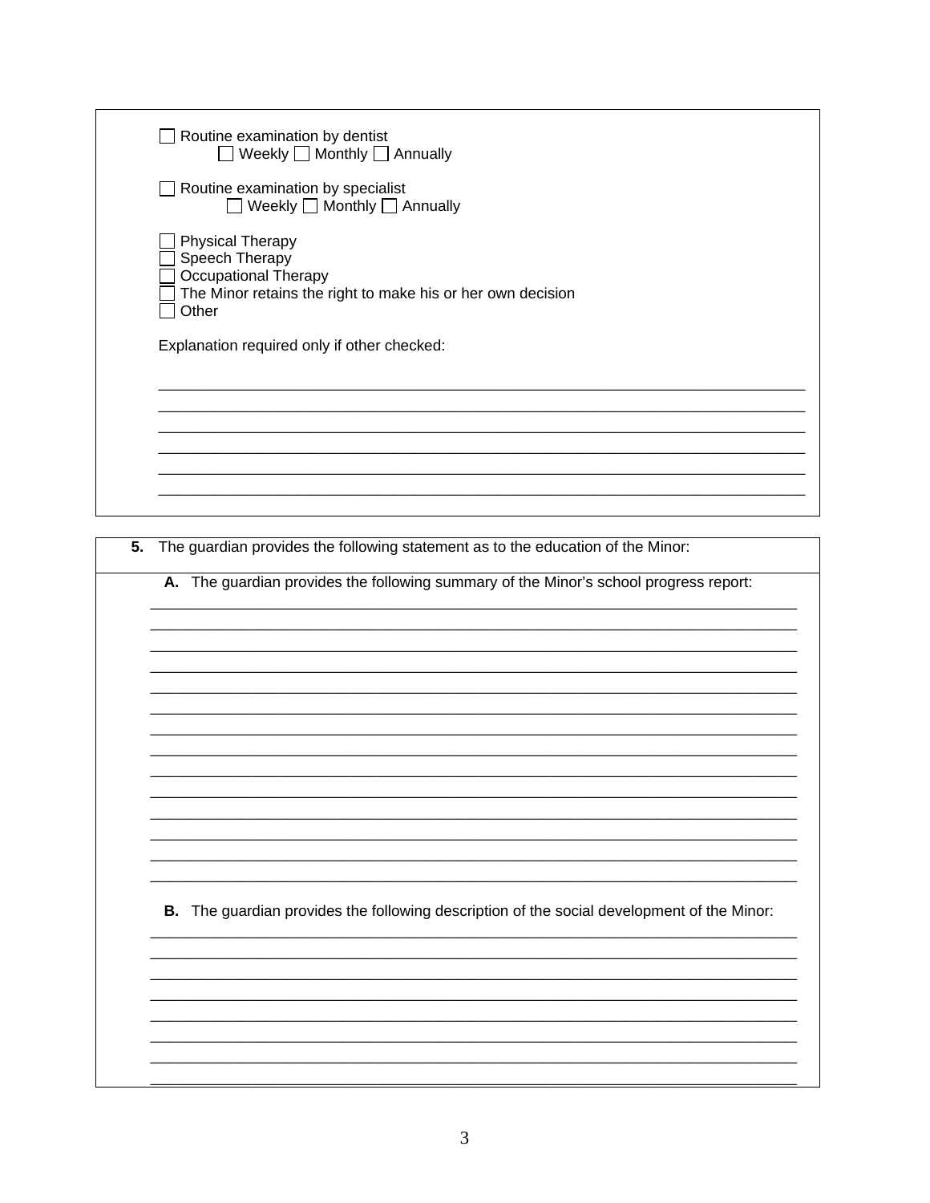☐ Routine examination by dentist
 ☐ Weekly ☐ Monthly ☐ Annually

☐ Routine examination by specialist
 ☐ Weekly ☐ Monthly ☐ Annually

☐ Physical Therapy
☐ Speech Therapy
☐ Occupational Therapy
☐ The Minor retains the right to make his or her own decision
☐ Other

Explanation required only if other checked:

______________________________________________________________________________
______________________________________________________________________________
______________________________________________________________________________
______________________________________________________________________________
______________________________________________________________________________
______________________________________________________________________________

**5.** The guardian provides the following statement as to the education of the Minor:

**A.** The guardian provides the following summary of the Minor's school progress report:

______________________________________________________________________________
______________________________________________________________________________
______________________________________________________________________________
______________________________________________________________________________
______________________________________________________________________________
______________________________________________________________________________
______________________________________________________________________________
______________________________________________________________________________
______________________________________________________________________________
______________________________________________________________________________
______________________________________________________________________________
______________________________________________________________________________
______________________________________________________________________________
______________________________________________________________________________

**B.** The guardian provides the following description of the social development of the Minor:

______________________________________________________________________________
______________________________________________________________________________
______________________________________________________________________________
______________________________________________________________________________
______________________________________________________________________________
______________________________________________________________________________
______________________________________________________________________________
______________________________________________________________________________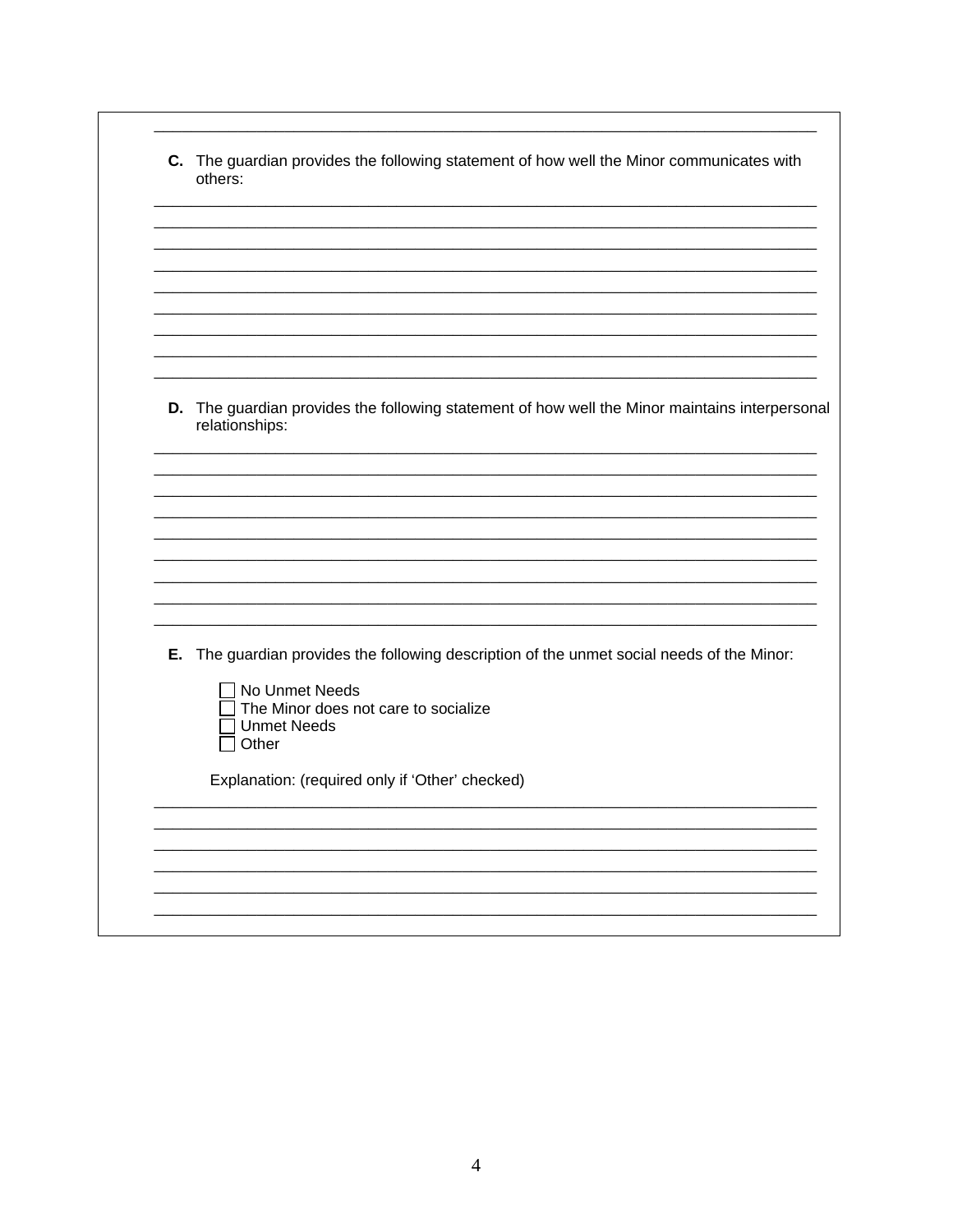\_\_\_\_\_\_\_\_\_\_\_\_\_\_\_\_\_\_\_\_\_\_\_\_\_\_\_\_\_\_\_\_\_\_\_\_\_\_\_\_\_\_\_\_\_\_\_\_\_\_\_\_\_\_\_\_\_\_\_\_\_\_\_\_\_\_\_\_\_\_\_\_\_\_\_\_

**C.** The guardian provides the following statement of how well the Minor communicates with others:

\_\_\_\_\_\_\_\_\_\_\_\_\_\_\_\_\_\_\_\_\_\_\_\_\_\_\_\_\_\_\_\_\_\_\_\_\_\_\_\_\_\_\_\_\_\_\_\_\_\_\_\_\_\_\_\_\_\_\_\_\_\_\_\_\_\_\_\_\_\_\_\_\_\_\_\_
\_\_\_\_\_\_\_\_\_\_\_\_\_\_\_\_\_\_\_\_\_\_\_\_\_\_\_\_\_\_\_\_\_\_\_\_\_\_\_\_\_\_\_\_\_\_\_\_\_\_\_\_\_\_\_\_\_\_\_\_\_\_\_\_\_\_\_\_\_\_\_\_\_\_\_\_
\_\_\_\_\_\_\_\_\_\_\_\_\_\_\_\_\_\_\_\_\_\_\_\_\_\_\_\_\_\_\_\_\_\_\_\_\_\_\_\_\_\_\_\_\_\_\_\_\_\_\_\_\_\_\_\_\_\_\_\_\_\_\_\_\_\_\_\_\_\_\_\_\_\_\_\_
\_\_\_\_\_\_\_\_\_\_\_\_\_\_\_\_\_\_\_\_\_\_\_\_\_\_\_\_\_\_\_\_\_\_\_\_\_\_\_\_\_\_\_\_\_\_\_\_\_\_\_\_\_\_\_\_\_\_\_\_\_\_\_\_\_\_\_\_\_\_\_\_\_\_\_\_
\_\_\_\_\_\_\_\_\_\_\_\_\_\_\_\_\_\_\_\_\_\_\_\_\_\_\_\_\_\_\_\_\_\_\_\_\_\_\_\_\_\_\_\_\_\_\_\_\_\_\_\_\_\_\_\_\_\_\_\_\_\_\_\_\_\_\_\_\_\_\_\_\_\_\_\_
\_\_\_\_\_\_\_\_\_\_\_\_\_\_\_\_\_\_\_\_\_\_\_\_\_\_\_\_\_\_\_\_\_\_\_\_\_\_\_\_\_\_\_\_\_\_\_\_\_\_\_\_\_\_\_\_\_\_\_\_\_\_\_\_\_\_\_\_\_\_\_\_\_\_\_\_
\_\_\_\_\_\_\_\_\_\_\_\_\_\_\_\_\_\_\_\_\_\_\_\_\_\_\_\_\_\_\_\_\_\_\_\_\_\_\_\_\_\_\_\_\_\_\_\_\_\_\_\_\_\_\_\_\_\_\_\_\_\_\_\_\_\_\_\_\_\_\_\_\_\_\_\_
\_\_\_\_\_\_\_\_\_\_\_\_\_\_\_\_\_\_\_\_\_\_\_\_\_\_\_\_\_\_\_\_\_\_\_\_\_\_\_\_\_\_\_\_\_\_\_\_\_\_\_\_\_\_\_\_\_\_\_\_\_\_\_\_\_\_\_\_\_\_\_\_\_\_\_\_
\_\_\_\_\_\_\_\_\_\_\_\_\_\_\_\_\_\_\_\_\_\_\_\_\_\_\_\_\_\_\_\_\_\_\_\_\_\_\_\_\_\_\_\_\_\_\_\_\_\_\_\_\_\_\_\_\_\_\_\_\_\_\_\_\_\_\_\_\_\_\_\_\_\_\_\_

**D.** The guardian provides the following statement of how well the Minor maintains interpersonal relationships:

\_\_\_\_\_\_\_\_\_\_\_\_\_\_\_\_\_\_\_\_\_\_\_\_\_\_\_\_\_\_\_\_\_\_\_\_\_\_\_\_\_\_\_\_\_\_\_\_\_\_\_\_\_\_\_\_\_\_\_\_\_\_\_\_\_\_\_\_\_\_\_\_\_\_\_\_
\_\_\_\_\_\_\_\_\_\_\_\_\_\_\_\_\_\_\_\_\_\_\_\_\_\_\_\_\_\_\_\_\_\_\_\_\_\_\_\_\_\_\_\_\_\_\_\_\_\_\_\_\_\_\_\_\_\_\_\_\_\_\_\_\_\_\_\_\_\_\_\_\_\_\_\_
\_\_\_\_\_\_\_\_\_\_\_\_\_\_\_\_\_\_\_\_\_\_\_\_\_\_\_\_\_\_\_\_\_\_\_\_\_\_\_\_\_\_\_\_\_\_\_\_\_\_\_\_\_\_\_\_\_\_\_\_\_\_\_\_\_\_\_\_\_\_\_\_\_\_\_\_
\_\_\_\_\_\_\_\_\_\_\_\_\_\_\_\_\_\_\_\_\_\_\_\_\_\_\_\_\_\_\_\_\_\_\_\_\_\_\_\_\_\_\_\_\_\_\_\_\_\_\_\_\_\_\_\_\_\_\_\_\_\_\_\_\_\_\_\_\_\_\_\_\_\_\_\_
\_\_\_\_\_\_\_\_\_\_\_\_\_\_\_\_\_\_\_\_\_\_\_\_\_\_\_\_\_\_\_\_\_\_\_\_\_\_\_\_\_\_\_\_\_\_\_\_\_\_\_\_\_\_\_\_\_\_\_\_\_\_\_\_\_\_\_\_\_\_\_\_\_\_\_\_
\_\_\_\_\_\_\_\_\_\_\_\_\_\_\_\_\_\_\_\_\_\_\_\_\_\_\_\_\_\_\_\_\_\_\_\_\_\_\_\_\_\_\_\_\_\_\_\_\_\_\_\_\_\_\_\_\_\_\_\_\_\_\_\_\_\_\_\_\_\_\_\_\_\_\_\_
\_\_\_\_\_\_\_\_\_\_\_\_\_\_\_\_\_\_\_\_\_\_\_\_\_\_\_\_\_\_\_\_\_\_\_\_\_\_\_\_\_\_\_\_\_\_\_\_\_\_\_\_\_\_\_\_\_\_\_\_\_\_\_\_\_\_\_\_\_\_\_\_\_\_\_\_
\_\_\_\_\_\_\_\_\_\_\_\_\_\_\_\_\_\_\_\_\_\_\_\_\_\_\_\_\_\_\_\_\_\_\_\_\_\_\_\_\_\_\_\_\_\_\_\_\_\_\_\_\_\_\_\_\_\_\_\_\_\_\_\_\_\_\_\_\_\_\_\_\_\_\_\_
\_\_\_\_\_\_\_\_\_\_\_\_\_\_\_\_\_\_\_\_\_\_\_\_\_\_\_\_\_\_\_\_\_\_\_\_\_\_\_\_\_\_\_\_\_\_\_\_\_\_\_\_\_\_\_\_\_\_\_\_\_\_\_\_\_\_\_\_\_\_\_\_\_\_\_\_

**E.** The guardian provides the following description of the unmet social needs of the Minor:

- ☐ No Unmet Needs
- ☐ The Minor does not care to socialize
- ☐ Unmet Needs
- ☐ Other

Explanation: (required only if 'Other' checked)

\_\_\_\_\_\_\_\_\_\_\_\_\_\_\_\_\_\_\_\_\_\_\_\_\_\_\_\_\_\_\_\_\_\_\_\_\_\_\_\_\_\_\_\_\_\_\_\_\_\_\_\_\_\_\_\_\_\_\_\_\_\_\_\_\_\_\_\_\_\_\_\_\_\_\_\_
\_\_\_\_\_\_\_\_\_\_\_\_\_\_\_\_\_\_\_\_\_\_\_\_\_\_\_\_\_\_\_\_\_\_\_\_\_\_\_\_\_\_\_\_\_\_\_\_\_\_\_\_\_\_\_\_\_\_\_\_\_\_\_\_\_\_\_\_\_\_\_\_\_\_\_\_
\_\_\_\_\_\_\_\_\_\_\_\_\_\_\_\_\_\_\_\_\_\_\_\_\_\_\_\_\_\_\_\_\_\_\_\_\_\_\_\_\_\_\_\_\_\_\_\_\_\_\_\_\_\_\_\_\_\_\_\_\_\_\_\_\_\_\_\_\_\_\_\_\_\_\_\_
\_\_\_\_\_\_\_\_\_\_\_\_\_\_\_\_\_\_\_\_\_\_\_\_\_\_\_\_\_\_\_\_\_\_\_\_\_\_\_\_\_\_\_\_\_\_\_\_\_\_\_\_\_\_\_\_\_\_\_\_\_\_\_\_\_\_\_\_\_\_\_\_\_\_\_\_
\_\_\_\_\_\_\_\_\_\_\_\_\_\_\_\_\_\_\_\_\_\_\_\_\_\_\_\_\_\_\_\_\_\_\_\_\_\_\_\_\_\_\_\_\_\_\_\_\_\_\_\_\_\_\_\_\_\_\_\_\_\_\_\_\_\_\_\_\_\_\_\_\_\_\_\_
\_\_\_\_\_\_\_\_\_\_\_\_\_\_\_\_\_\_\_\_\_\_\_\_\_\_\_\_\_\_\_\_\_\_\_\_\_\_\_\_\_\_\_\_\_\_\_\_\_\_\_\_\_\_\_\_\_\_\_\_\_\_\_\_\_\_\_\_\_\_\_\_\_\_\_\_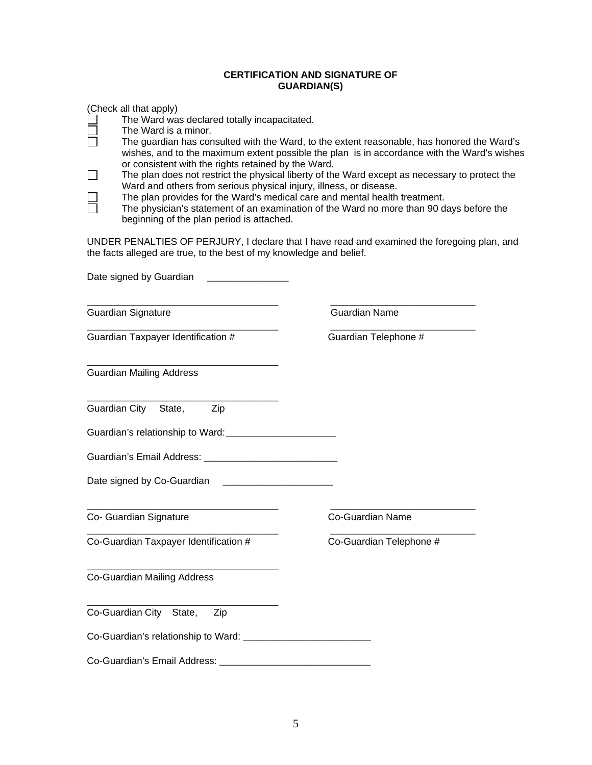## CERTIFICATION AND SIGNATURE OF GUARDIAN(S)

(Check all that apply)

- ☐ The Ward was declared totally incapacitated.
- ☐ The Ward is a minor.
- ☐ The guardian has consulted with the Ward, to the extent reasonable, has honored the Ward's wishes, and to the maximum extent possible the plan is in accordance with the Ward's wishes or consistent with the rights retained by the Ward.
- ☐ The plan does not restrict the physical liberty of the Ward except as necessary to protect the Ward and others from serious physical injury, illness, or disease.
- ☐ The plan provides for the Ward's medical care and mental health treatment.
- ☐ The physician's statement of an examination of the Ward no more than 90 days before the beginning of the plan period is attached.

UNDER PENALTIES OF PERJURY, I declare that I have read and examined the foregoing plan, and the facts alleged are true, to the best of my knowledge and belief.

Date signed by Guardian _______________

| ___________________________________ | ___________________________ |
|---|---|
| Guardian Signature | Guardian Name |
| ___________________________________ | ___________________________ |
| Guardian Taxpayer Identification # | Guardian Telephone # |

___________________________________
Guardian Mailing Address

___________________________________
Guardian City State, Zip

Guardian's relationship to Ward:____________________

Guardian's Email Address: ________________________

Date signed by Co-Guardian ____________________

| ___________________________________ | ___________________________ |
|---|---|
| Co- Guardian Signature | Co-Guardian Name |
| ___________________________________ | ___________________________ |
| Co-Guardian Taxpayer Identification # | Co-Guardian Telephone # |

___________________________________
Co-Guardian Mailing Address

___________________________________
Co-Guardian City State, Zip

Co-Guardian's relationship to Ward: _______________________

Co-Guardian's Email Address: ___________________________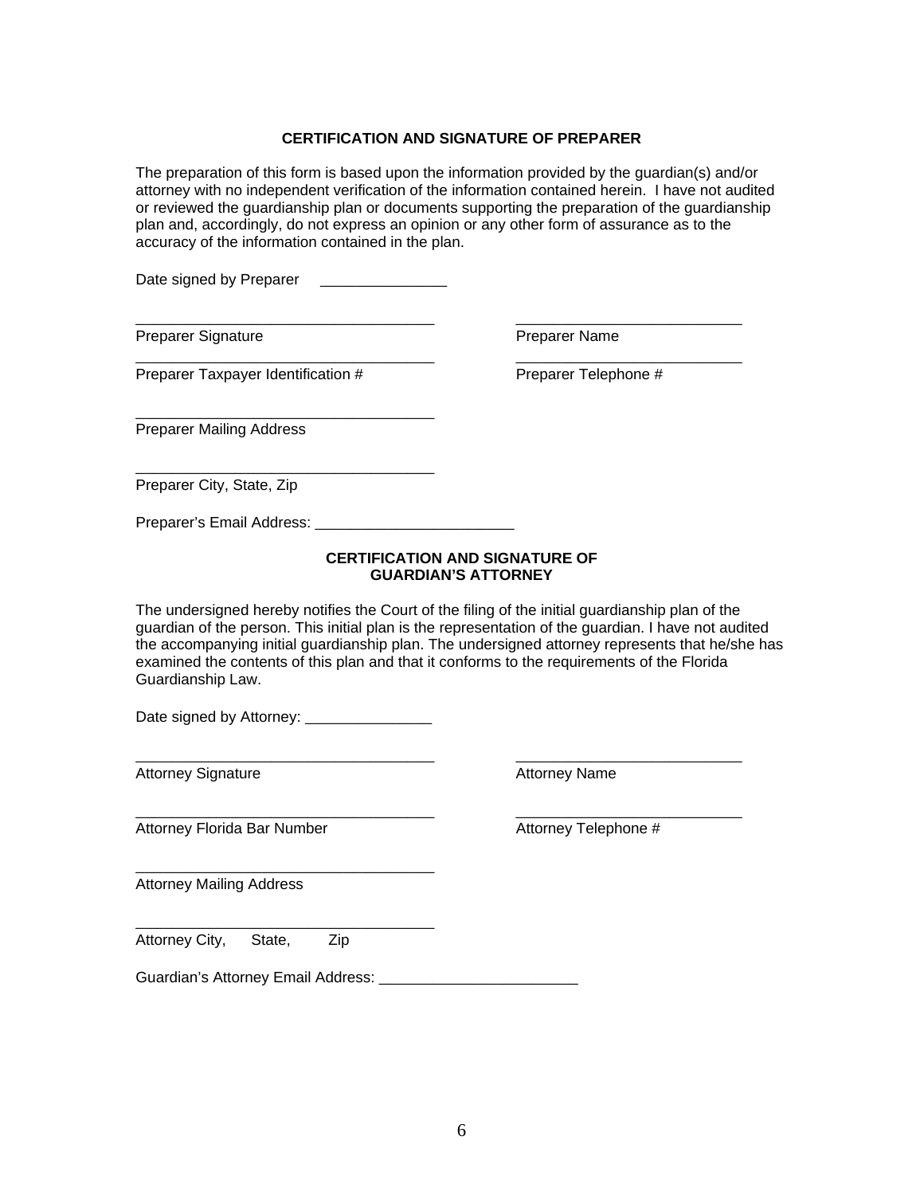## CERTIFICATION AND SIGNATURE OF PREPARER

The preparation of this form is based upon the information provided by the guardian(s) and/or attorney with no independent verification of the information contained herein. I have not audited or reviewed the guardianship plan or documents supporting the preparation of the guardianship plan and, accordingly, do not express an opinion or any other form of assurance as to the accuracy of the information contained in the plan.

Date signed by Preparer _______________

| | |
|---|---|
| ____________________________________ | ___________________________ |
| Preparer Signature | Preparer Name |
| ____________________________________ | ___________________________ |
| Preparer Taxpayer Identification # | Preparer Telephone # |

____________________________________
Preparer Mailing Address

____________________________________
Preparer City, State, Zip

Preparer's Email Address: ________________________

## CERTIFICATION AND SIGNATURE OF GUARDIAN'S ATTORNEY

The undersigned hereby notifies the Court of the filing of the initial guardianship plan of the guardian of the person. This initial plan is the representation of the guardian. I have not audited the accompanying initial guardianship plan. The undersigned attorney represents that he/she has examined the contents of this plan and that it conforms to the requirements of the Florida Guardianship Law.

Date signed by Attorney: _______________

| | |
|---|---|
| ____________________________________ | ___________________________ |
| Attorney Signature | Attorney Name |
| ____________________________________ | ___________________________ |
| Attorney Florida Bar Number | Attorney Telephone # |

____________________________________
Attorney Mailing Address

____________________________________
Attorney City, State, Zip

Guardian's Attorney Email Address: ________________________